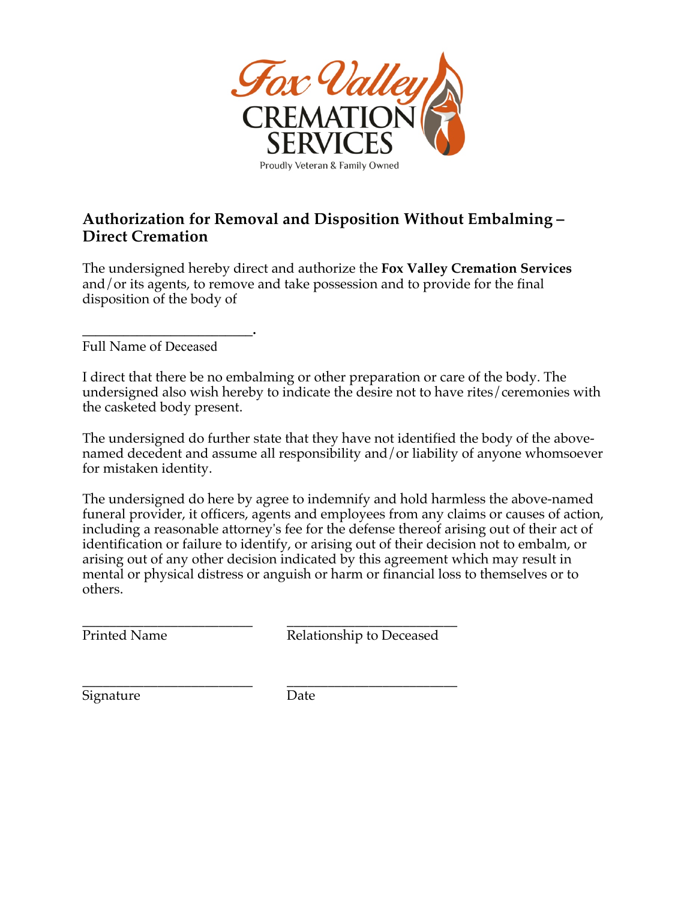Fox Valley
CREMATION
SERVICES
Proudly Veteran & Family Owned

## Authorization for Removal and Disposition Without Embalming – Direct Cremation

The undersigned hereby direct and authorize the **Fox Valley Cremation Services** and/or its agents, to remove and take possession and to provide for the final disposition of the body of

________________________.
Full Name of Deceased

I direct that there be no embalming or other preparation or care of the body. The undersigned also wish hereby to indicate the desire not to have rites/ceremonies with the casketed body present.

The undersigned do further state that they have not identified the body of the above-named decedent and assume all responsibility and/or liability of anyone whomsoever for mistaken identity.

The undersigned do here by agree to indemnify and hold harmless the above-named funeral provider, it officers, agents and employees from any claims or causes of action, including a reasonable attorney's fee for the defense thereof arising out of their act of identification or failure to identify, or arising out of their decision not to embalm, or arising out of any other decision indicated by this agreement which may result in mental or physical distress or anguish or harm or financial loss to themselves or to others.

________________________ ________________________
Printed Name Relationship to Deceased

________________________ ________________________
Signature Date